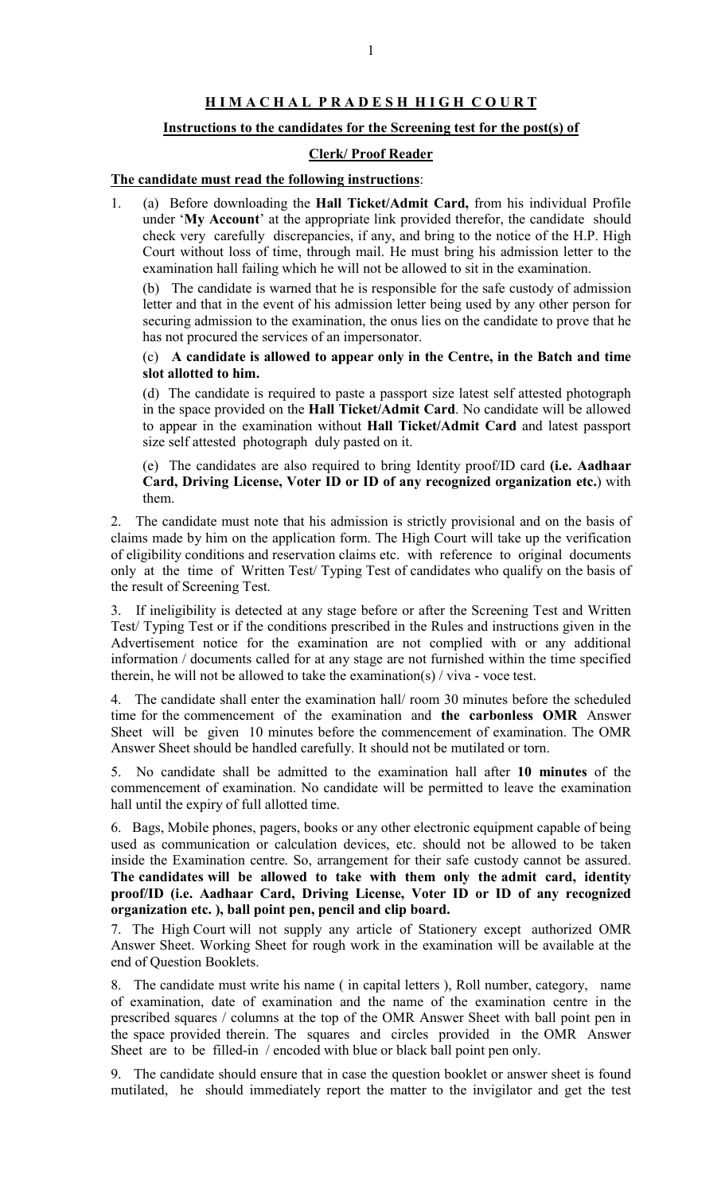# H I M A C H A L  P R A D E S H  H I G H  C O U R T

## Instructions to the candidates for the Screening test for the post(s) of

## Clerk/ Proof Reader

**The candidate must read the following instructions**:

1. (a) Before downloading the **Hall Ticket/Admit Card,** from his individual Profile under '**My Account**' at the appropriate link provided therefor, the candidate should check very carefully discrepancies, if any, and bring to the notice of the H.P. High Court without loss of time, through mail. He must bring his admission letter to the examination hall failing which he will not be allowed to sit in the examination.

   (b) The candidate is warned that he is responsible for the safe custody of admission letter and that in the event of his admission letter being used by any other person for securing admission to the examination, the onus lies on the candidate to prove that he has not procured the services of an impersonator.

   (c) **A candidate is allowed to appear only in the Centre, in the Batch and time slot allotted to him.**

   (d) The candidate is required to paste a passport size latest self attested photograph in the space provided on the **Hall Ticket/Admit Card**. No candidate will be allowed to appear in the examination without **Hall Ticket/Admit Card** and latest passport size self attested photograph duly pasted on it.

   (e) The candidates are also required to bring Identity proof/ID card **(i.e. Aadhaar Card, Driving License, Voter ID or ID of any recognized organization etc.**) with them.

2. The candidate must note that his admission is strictly provisional and on the basis of claims made by him on the application form. The High Court will take up the verification of eligibility conditions and reservation claims etc. with reference to original documents only at the time of Written Test/ Typing Test of candidates who qualify on the basis of the result of Screening Test.

3. If ineligibility is detected at any stage before or after the Screening Test and Written Test/ Typing Test or if the conditions prescribed in the Rules and instructions given in the Advertisement notice for the examination are not complied with or any additional information / documents called for at any stage are not furnished within the time specified therein, he will not be allowed to take the examination(s) / viva - voce test.

4. The candidate shall enter the examination hall/ room 30 minutes before the scheduled time for the commencement of the examination and **the carbonless OMR** Answer Sheet will be given 10 minutes before the commencement of examination. The OMR Answer Sheet should be handled carefully. It should not be mutilated or torn.

5. No candidate shall be admitted to the examination hall after **10 minutes** of the commencement of examination. No candidate will be permitted to leave the examination hall until the expiry of full allotted time.

6. Bags, Mobile phones, pagers, books or any other electronic equipment capable of being used as communication or calculation devices, etc. should not be allowed to be taken inside the Examination centre. So, arrangement for their safe custody cannot be assured. **The candidates will be allowed to take with them only the admit card, identity proof/ID (i.e. Aadhaar Card, Driving License, Voter ID or ID of any recognized organization etc. ), ball point pen, pencil and clip board.**

7. The High Court will not supply any article of Stationery except authorized OMR Answer Sheet. Working Sheet for rough work in the examination will be available at the end of Question Booklets.

8. The candidate must write his name ( in capital letters ), Roll number, category, name of examination, date of examination and the name of the examination centre in the prescribed squares / columns at the top of the OMR Answer Sheet with ball point pen in the space provided therein. The squares and circles provided in the OMR Answer Sheet are to be filled-in / encoded with blue or black ball point pen only.

9. The candidate should ensure that in case the question booklet or answer sheet is found mutilated, he should immediately report the matter to the invigilator and get the test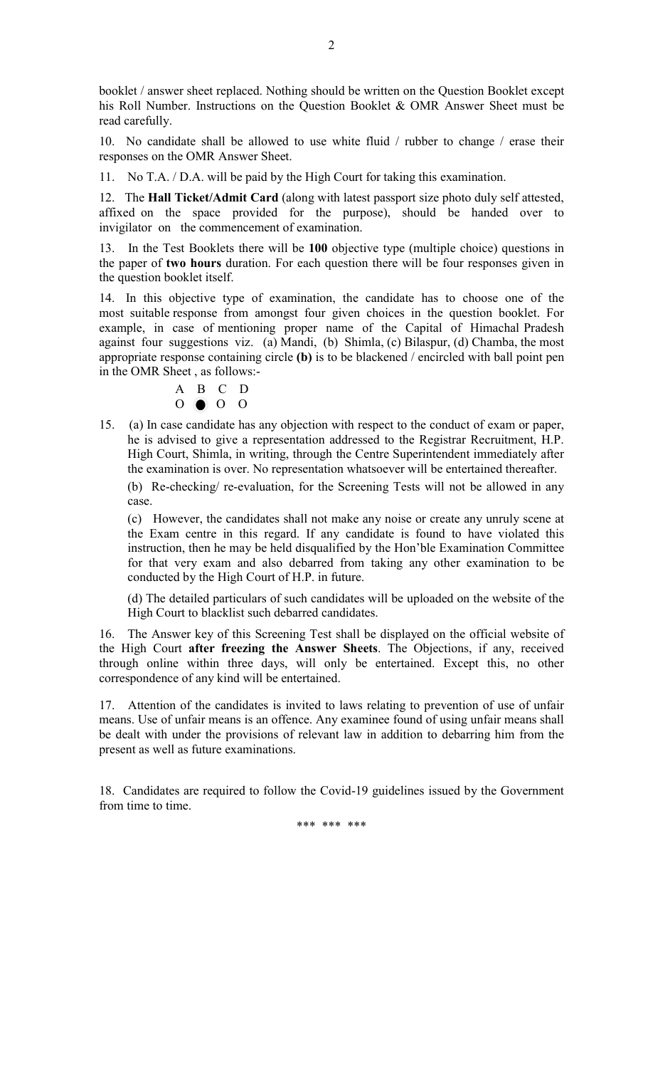booklet / answer sheet replaced. Nothing should be written on the Question Booklet except his Roll Number. Instructions on the Question Booklet & OMR Answer Sheet must be read carefully.

10. No candidate shall be allowed to use white fluid / rubber to change / erase their responses on the OMR Answer Sheet.

11. No T.A. / D.A. will be paid by the High Court for taking this examination.

12. The **Hall Ticket/Admit Card** (along with latest passport size photo duly self attested, affixed on the space provided for the purpose), should be handed over to invigilator on the commencement of examination.

13. In the Test Booklets there will be **100** objective type (multiple choice) questions in the paper of **two hours** duration. For each question there will be four responses given in the question booklet itself.

14. In this objective type of examination, the candidate has to choose one of the most suitable response from amongst four given choices in the question booklet. For example, in case of mentioning proper name of the Capital of Himachal Pradesh against four suggestions viz. (a) Mandi, (b) Shimla, (c) Bilaspur, (d) Chamba, the most appropriate response containing circle **(b)** is to be blackened / encircled with ball point pen in the OMR Sheet , as follows:-

A B C D
O ● O O

15. (a) In case candidate has any objection with respect to the conduct of exam or paper, he is advised to give a representation addressed to the Registrar Recruitment, H.P. High Court, Shimla, in writing, through the Centre Superintendent immediately after the examination is over. No representation whatsoever will be entertained thereafter.

(b) Re-checking/ re-evaluation, for the Screening Tests will not be allowed in any case.

(c) However, the candidates shall not make any noise or create any unruly scene at the Exam centre in this regard. If any candidate is found to have violated this instruction, then he may be held disqualified by the Hon'ble Examination Committee for that very exam and also debarred from taking any other examination to be conducted by the High Court of H.P. in future.

(d) The detailed particulars of such candidates will be uploaded on the website of the High Court to blacklist such debarred candidates.

16. The Answer key of this Screening Test shall be displayed on the official website of the High Court **after freezing the Answer Sheets**. The Objections, if any, received through online within three days, will only be entertained. Except this, no other correspondence of any kind will be entertained.

17. Attention of the candidates is invited to laws relating to prevention of use of unfair means. Use of unfair means is an offence. Any examinee found of using unfair means shall be dealt with under the provisions of relevant law in addition to debarring him from the present as well as future examinations.

18. Candidates are required to follow the Covid-19 guidelines issued by the Government from time to time.

\*\*\* \*\*\* \*\*\*